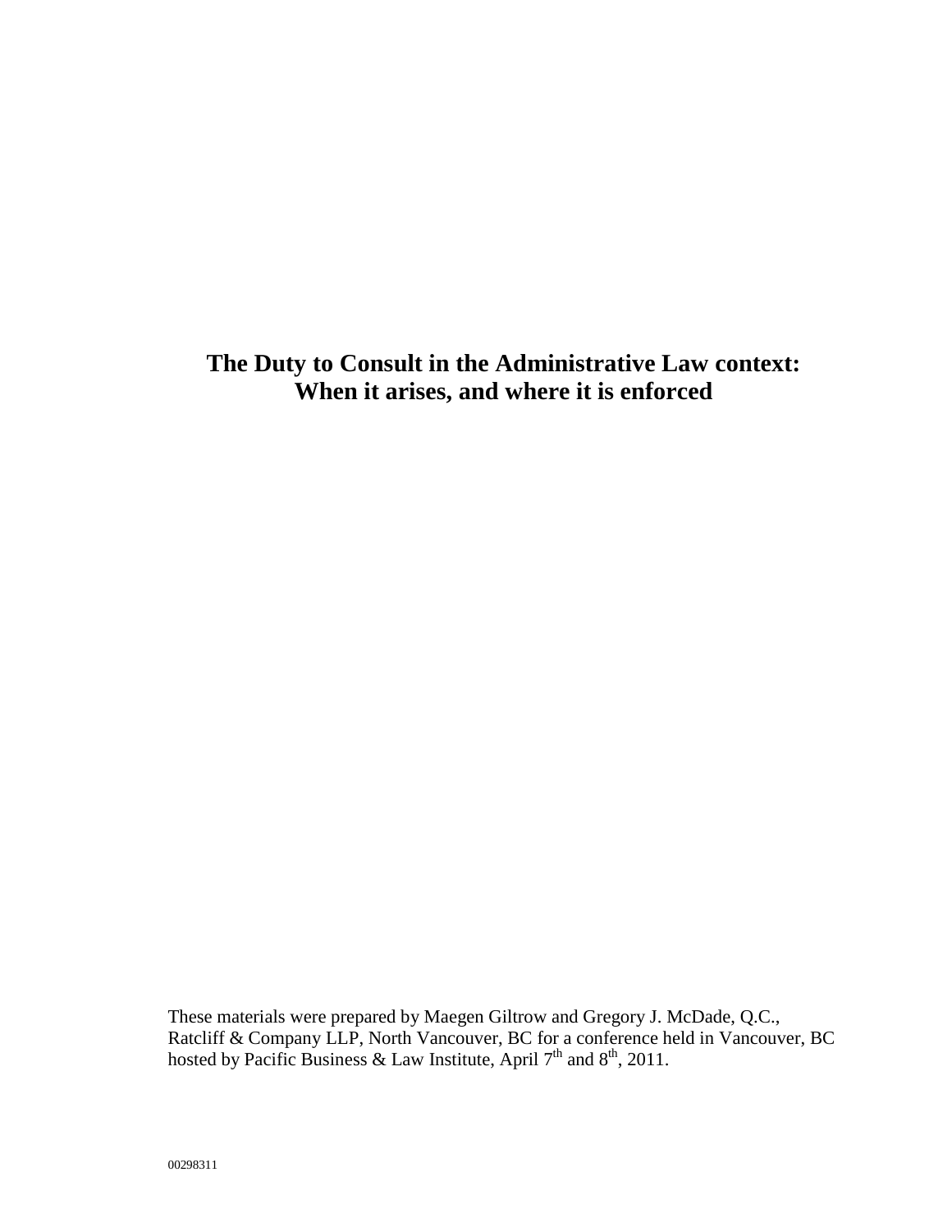# The Duty to Consult in the Administrative Law context: When it arises, and where it is enforced

These materials were prepared by Maegen Giltrow and Gregory J. McDade, Q.C., Ratcliff & Company LLP, North Vancouver, BC for a conference held in Vancouver, BC hosted by Pacific Business & Law Institute, April 7th and 8th, 2011.

00298311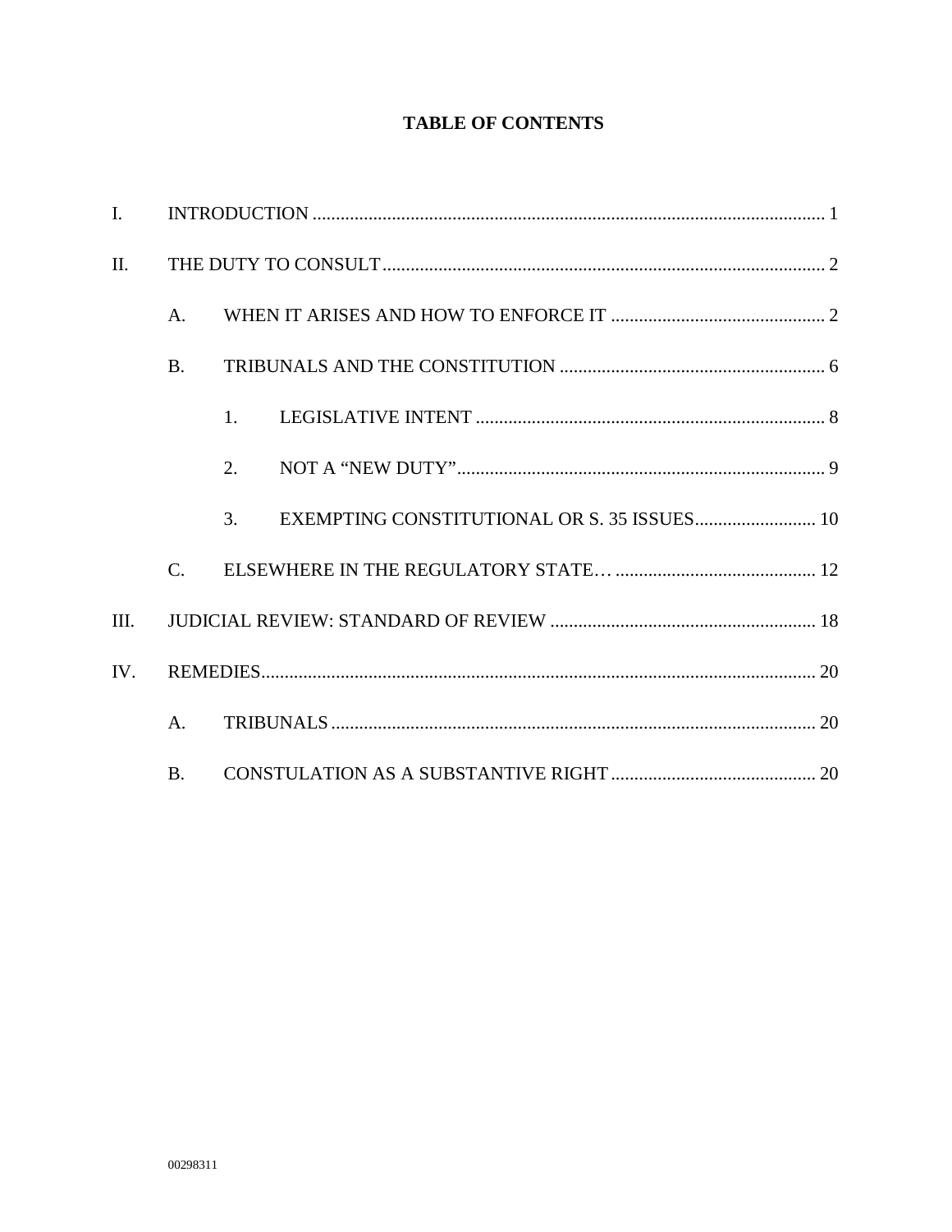# TABLE OF CONTENTS

I. INTRODUCTION ..... 1

II. THE DUTY TO CONSULT ..... 2

- A. WHEN IT ARISES AND HOW TO ENFORCE IT ..... 2
- B. TRIBUNALS AND THE CONSTITUTION ..... 6
  - 1. LEGISLATIVE INTENT ..... 8
  - 2. NOT A "NEW DUTY" ..... 9
  - 3. EXEMPTING CONSTITUTIONAL OR S. 35 ISSUES ..... 10
- C. ELSEWHERE IN THE REGULATORY STATE… ..... 12

III. JUDICIAL REVIEW: STANDARD OF REVIEW ..... 18

IV. REMEDIES ..... 20

- A. TRIBUNALS ..... 20
- B. CONSTULATION AS A SUBSTANTIVE RIGHT ..... 20

00298311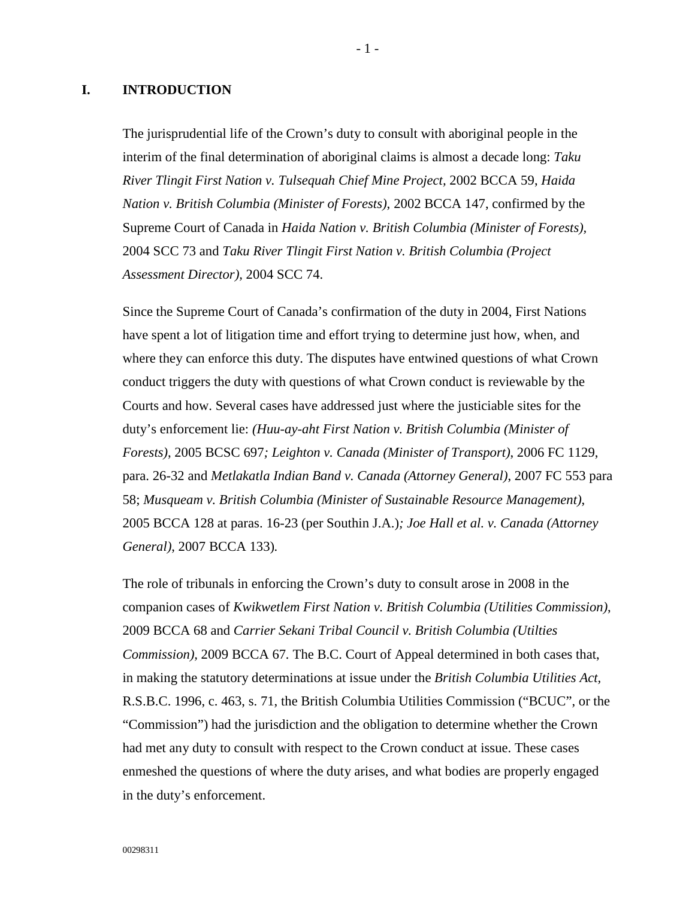# I. INTRODUCTION

The jurisprudential life of the Crown's duty to consult with aboriginal people in the interim of the final determination of aboriginal claims is almost a decade long: *Taku River Tlingit First Nation v. Tulsequah Chief Mine Project,* 2002 BCCA 59, *Haida Nation v. British Columbia (Minister of Forests)*, 2002 BCCA 147, confirmed by the Supreme Court of Canada in *Haida Nation v. British Columbia (Minister of Forests),* 2004 SCC 73 and *Taku River Tlingit First Nation v. British Columbia (Project Assessment Director),* 2004 SCC 74.

Since the Supreme Court of Canada's confirmation of the duty in 2004, First Nations have spent a lot of litigation time and effort trying to determine just how, when, and where they can enforce this duty. The disputes have entwined questions of what Crown conduct triggers the duty with questions of what Crown conduct is reviewable by the Courts and how. Several cases have addressed just where the justiciable sites for the duty's enforcement lie: *(Huu-ay-aht First Nation v. British Columbia (Minister of Forests)*, 2005 BCSC 697*; Leighton v. Canada (Minister of Transport)*, 2006 FC 1129, para. 26-32 and *Metlakatla Indian Band v. Canada (Attorney General)*, 2007 FC 553 para 58; *Musqueam v. British Columbia (Minister of Sustainable Resource Management),* 2005 BCCA 128 at paras. 16-23 (per Southin J.A.)*; Joe Hall et al. v. Canada (Attorney General)*, 2007 BCCA 133)*.*

The role of tribunals in enforcing the Crown's duty to consult arose in 2008 in the companion cases of *Kwikwetlem First Nation v. British Columbia (Utilities Commission)*, 2009 BCCA 68 and *Carrier Sekani Tribal Council v. British Columbia (Utilties Commission),* 2009 BCCA 67. The B.C. Court of Appeal determined in both cases that, in making the statutory determinations at issue under the *British Columbia Utilities Act,* R.S.B.C. 1996, c. 463, s. 71, the British Columbia Utilities Commission ("BCUC", or the "Commission") had the jurisdiction and the obligation to determine whether the Crown had met any duty to consult with respect to the Crown conduct at issue. These cases enmeshed the questions of where the duty arises, and what bodies are properly engaged in the duty's enforcement.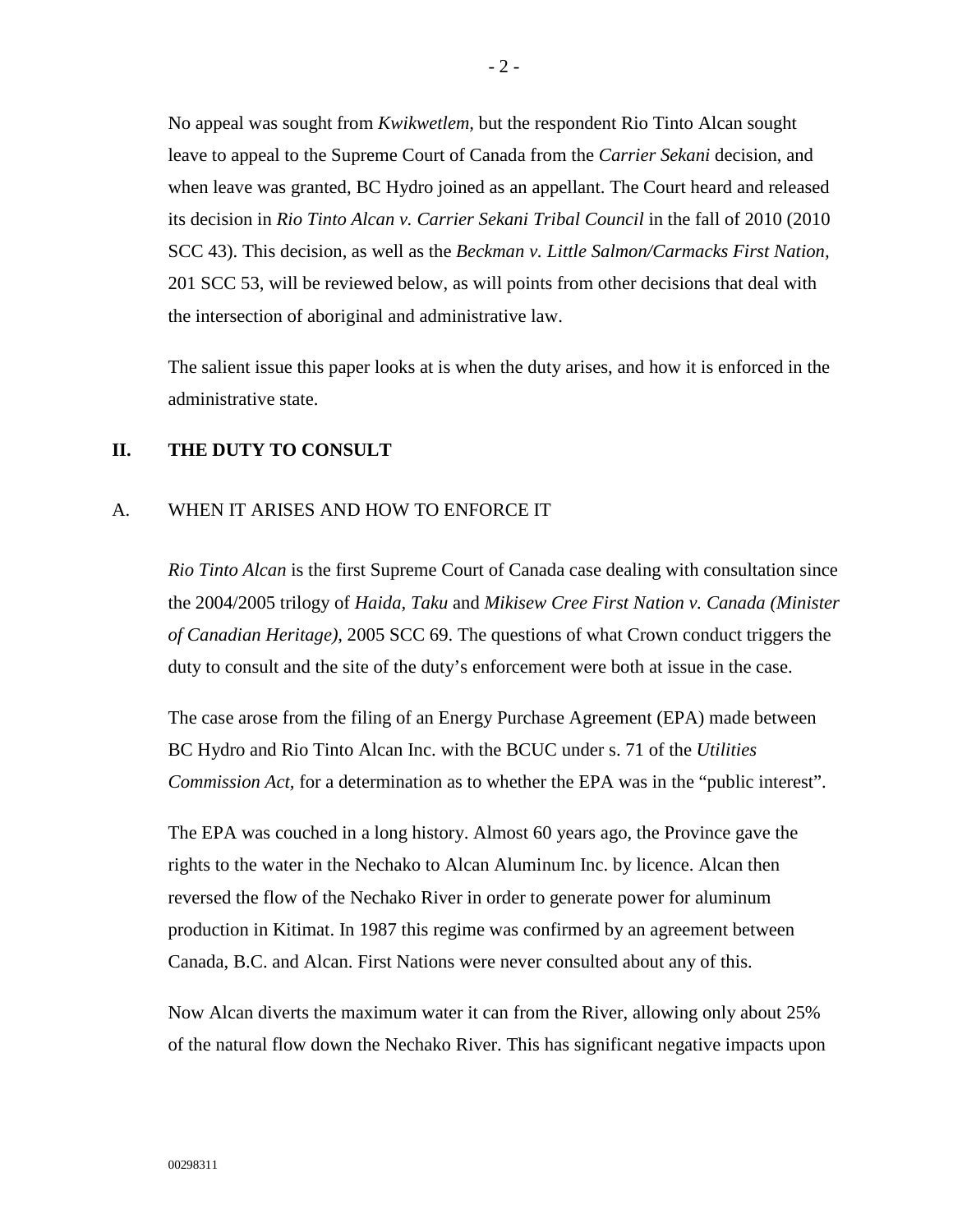No appeal was sought from *Kwikwetlem*, but the respondent Rio Tinto Alcan sought leave to appeal to the Supreme Court of Canada from the *Carrier Sekani* decision, and when leave was granted, BC Hydro joined as an appellant. The Court heard and released its decision in *Rio Tinto Alcan v. Carrier Sekani Tribal Council* in the fall of 2010 (2010 SCC 43). This decision, as well as the *Beckman v. Little Salmon/Carmacks First Nation,* 201 SCC 53, will be reviewed below, as will points from other decisions that deal with the intersection of aboriginal and administrative law.

The salient issue this paper looks at is when the duty arises, and how it is enforced in the administrative state.

## II. THE DUTY TO CONSULT

### A. WHEN IT ARISES AND HOW TO ENFORCE IT

*Rio Tinto Alcan* is the first Supreme Court of Canada case dealing with consultation since the 2004/2005 trilogy of *Haida, Taku* and *Mikisew Cree First Nation v. Canada (Minister of Canadian Heritage)*, 2005 SCC 69. The questions of what Crown conduct triggers the duty to consult and the site of the duty's enforcement were both at issue in the case.

The case arose from the filing of an Energy Purchase Agreement (EPA) made between BC Hydro and Rio Tinto Alcan Inc. with the BCUC under s. 71 of the *Utilities Commission Act*, for a determination as to whether the EPA was in the "public interest".

The EPA was couched in a long history. Almost 60 years ago, the Province gave the rights to the water in the Nechako to Alcan Aluminum Inc. by licence. Alcan then reversed the flow of the Nechako River in order to generate power for aluminum production in Kitimat. In 1987 this regime was confirmed by an agreement between Canada, B.C. and Alcan. First Nations were never consulted about any of this.

Now Alcan diverts the maximum water it can from the River, allowing only about 25% of the natural flow down the Nechako River. This has significant negative impacts upon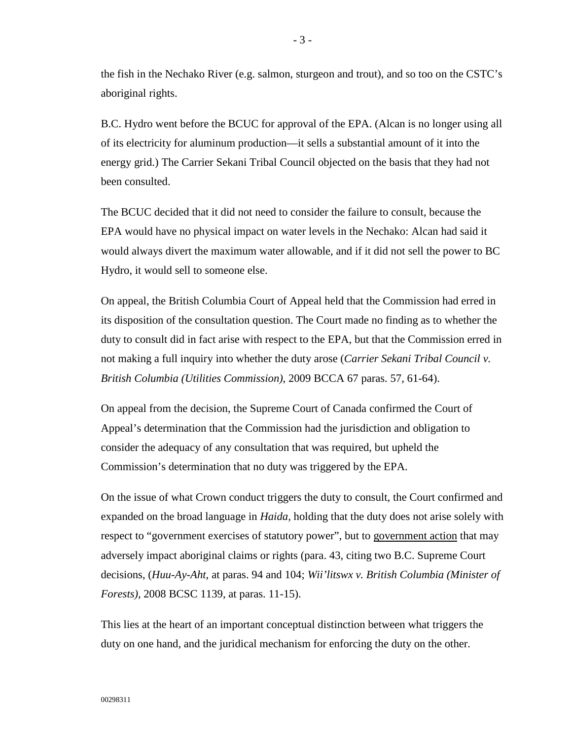the fish in the Nechako River (e.g. salmon, sturgeon and trout), and so too on the CSTC's aboriginal rights.

B.C. Hydro went before the BCUC for approval of the EPA. (Alcan is no longer using all of its electricity for aluminum production—it sells a substantial amount of it into the energy grid.) The Carrier Sekani Tribal Council objected on the basis that they had not been consulted.

The BCUC decided that it did not need to consider the failure to consult, because the EPA would have no physical impact on water levels in the Nechako: Alcan had said it would always divert the maximum water allowable, and if it did not sell the power to BC Hydro, it would sell to someone else.

On appeal, the British Columbia Court of Appeal held that the Commission had erred in its disposition of the consultation question. The Court made no finding as to whether the duty to consult did in fact arise with respect to the EPA, but that the Commission erred in not making a full inquiry into whether the duty arose (*Carrier Sekani Tribal Council v. British Columbia (Utilities Commission)*, 2009 BCCA 67 paras. 57, 61-64).

On appeal from the decision, the Supreme Court of Canada confirmed the Court of Appeal's determination that the Commission had the jurisdiction and obligation to consider the adequacy of any consultation that was required, but upheld the Commission's determination that no duty was triggered by the EPA.

On the issue of what Crown conduct triggers the duty to consult, the Court confirmed and expanded on the broad language in *Haida*, holding that the duty does not arise solely with respect to "government exercises of statutory power", but to <u>government action</u> that may adversely impact aboriginal claims or rights (para. 43, citing two B.C. Supreme Court decisions, (*Huu-Ay-Aht*, at paras. 94 and 104; *Wii'litswx v. British Columbia (Minister of Forests)*, 2008 BCSC 1139, at paras. 11-15).

This lies at the heart of an important conceptual distinction between what triggers the duty on one hand, and the juridical mechanism for enforcing the duty on the other.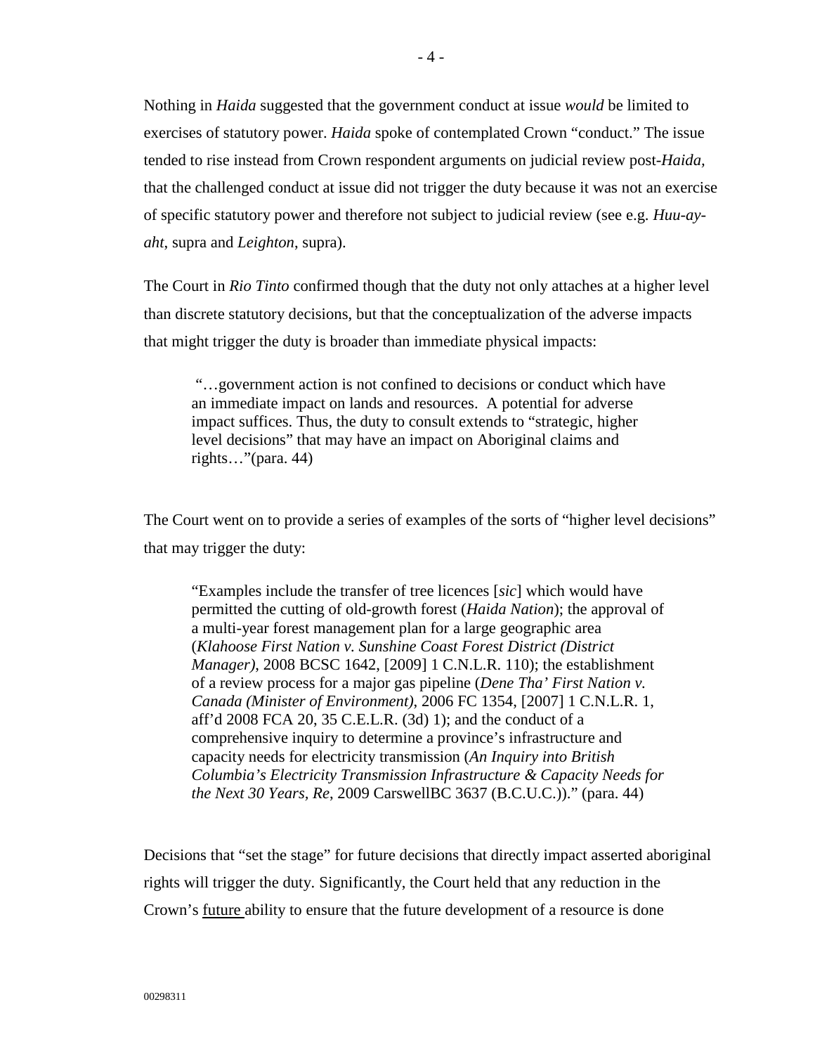Nothing in *Haida* suggested that the government conduct at issue *would* be limited to exercises of statutory power. *Haida* spoke of contemplated Crown "conduct." The issue tended to rise instead from Crown respondent arguments on judicial review post-*Haida*, that the challenged conduct at issue did not trigger the duty because it was not an exercise of specific statutory power and therefore not subject to judicial review (see e.g. *Huu-ay-aht*, supra and *Leighton*, supra).

The Court in *Rio Tinto* confirmed though that the duty not only attaches at a higher level than discrete statutory decisions, but that the conceptualization of the adverse impacts that might trigger the duty is broader than immediate physical impacts:

> "…government action is not confined to decisions or conduct which have an immediate impact on lands and resources. A potential for adverse impact suffices. Thus, the duty to consult extends to "strategic, higher level decisions" that may have an impact on Aboriginal claims and rights…"(para. 44)

The Court went on to provide a series of examples of the sorts of "higher level decisions" that may trigger the duty:

> "Examples include the transfer of tree licences [*sic*] which would have permitted the cutting of old-growth forest (*Haida Nation*); the approval of a multi-year forest management plan for a large geographic area (*Klahoose First Nation v. Sunshine Coast Forest District (District Manager)*, 2008 BCSC 1642, [2009] 1 C.N.L.R. 110); the establishment of a review process for a major gas pipeline (*Dene Tha' First Nation v. Canada (Minister of Environment)*, 2006 FC 1354, [2007] 1 C.N.L.R. 1, aff'd 2008 FCA 20, 35 C.E.L.R. (3d) 1); and the conduct of a comprehensive inquiry to determine a province's infrastructure and capacity needs for electricity transmission (*An Inquiry into British Columbia's Electricity Transmission Infrastructure & Capacity Needs for the Next 30 Years, Re*, 2009 CarswellBC 3637 (B.C.U.C.))." (para. 44)

Decisions that "set the stage" for future decisions that directly impact asserted aboriginal rights will trigger the duty. Significantly, the Court held that any reduction in the Crown's <u>future</u> ability to ensure that the future development of a resource is done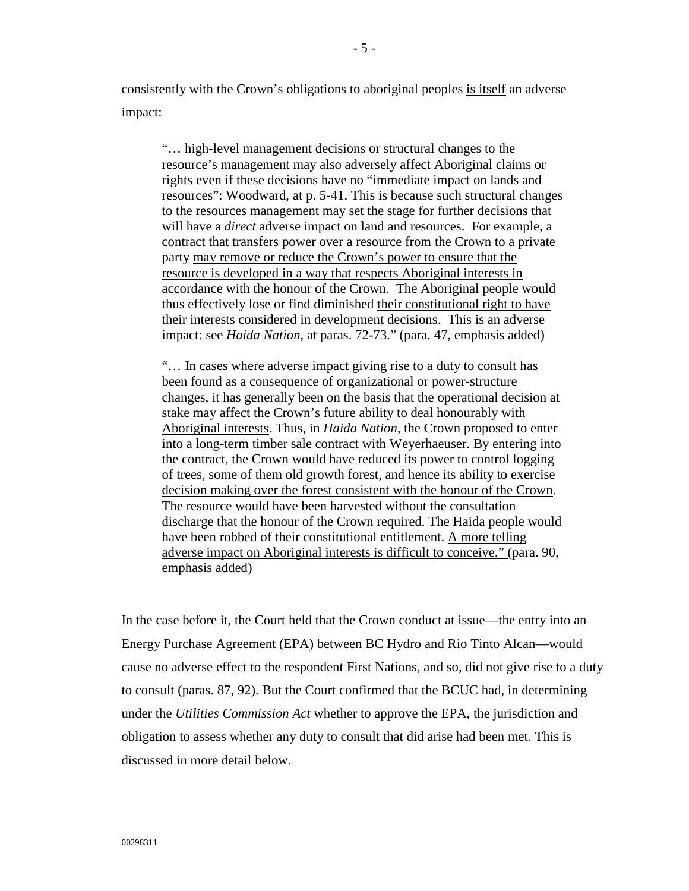consistently with the Crown's obligations to aboriginal peoples <u>is itself</u> an adverse impact:

> "… high-level management decisions or structural changes to the resource's management may also adversely affect Aboriginal claims or rights even if these decisions have no "immediate impact on lands and resources": Woodward, at p. 5-41. This is because such structural changes to the resources management may set the stage for further decisions that will have a *direct* adverse impact on land and resources. For example, a contract that transfers power over a resource from the Crown to a private party <u>may remove or reduce the Crown's power to ensure that the resource is developed in a way that respects Aboriginal interests in accordance with the honour of the Crown</u>. The Aboriginal people would thus effectively lose or find diminished <u>their constitutional right to have their interests considered in development decisions</u>. This is an adverse impact: see *Haida Nation*, at paras. 72-73." (para. 47, emphasis added)
>
> "… In cases where adverse impact giving rise to a duty to consult has been found as a consequence of organizational or power-structure changes, it has generally been on the basis that the operational decision at stake <u>may affect the Crown's future ability to deal honourably with Aboriginal interests</u>. Thus, in *Haida Nation*, the Crown proposed to enter into a long-term timber sale contract with Weyerhaeuser. By entering into the contract, the Crown would have reduced its power to control logging of trees, some of them old growth forest, <u>and hence its ability to exercise decision making over the forest consistent with the honour of the Crown</u>. The resource would have been harvested without the consultation discharge that the honour of the Crown required. The Haida people would have been robbed of their constitutional entitlement. <u>A more telling adverse impact on Aboriginal interests is difficult to conceive."</u> (para. 90, emphasis added)

In the case before it, the Court held that the Crown conduct at issue—the entry into an Energy Purchase Agreement (EPA) between BC Hydro and Rio Tinto Alcan—would cause no adverse effect to the respondent First Nations, and so, did not give rise to a duty to consult (paras. 87, 92). But the Court confirmed that the BCUC had, in determining under the *Utilities Commission Act* whether to approve the EPA, the jurisdiction and obligation to assess whether any duty to consult that did arise had been met. This is discussed in more detail below.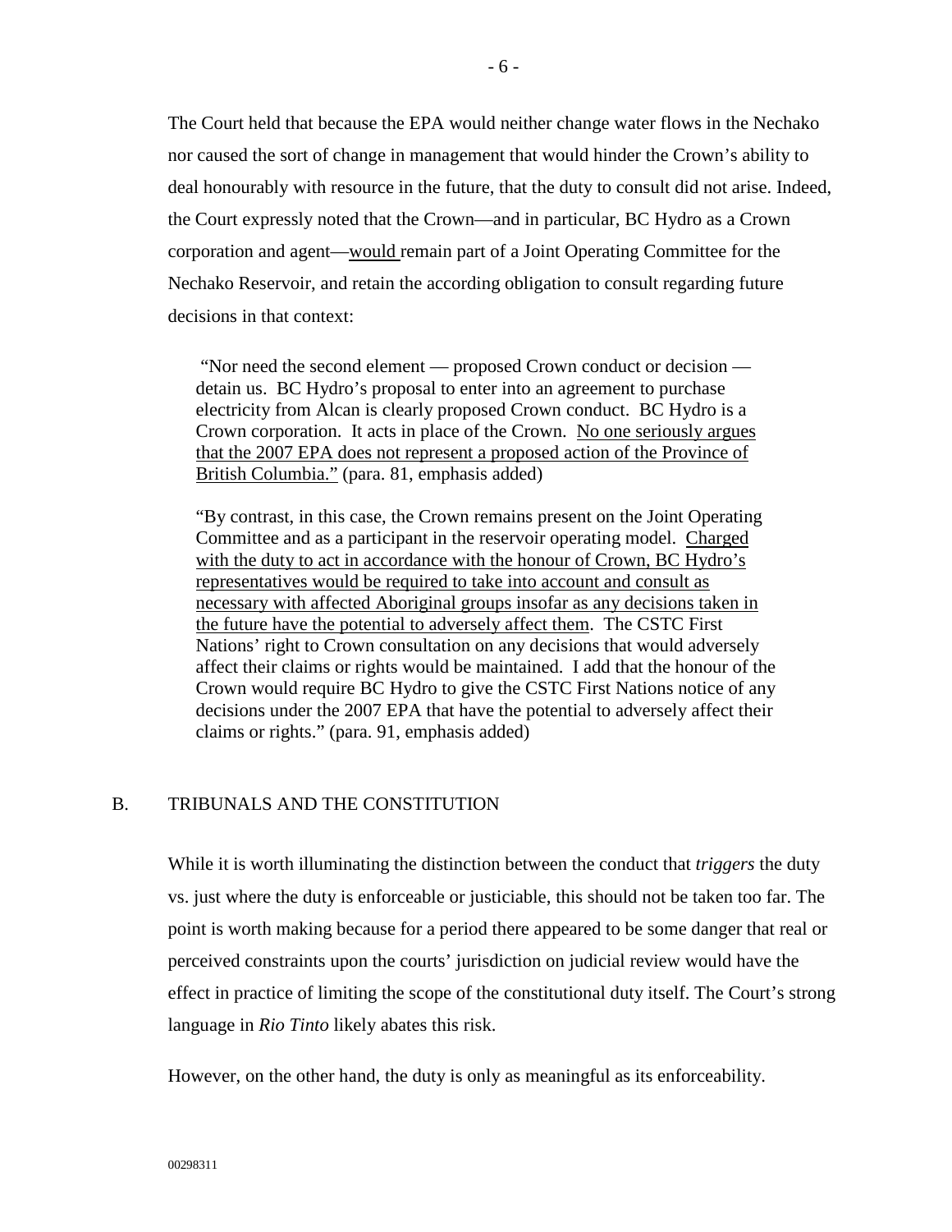The Court held that because the EPA would neither change water flows in the Nechako nor caused the sort of change in management that would hinder the Crown's ability to deal honourably with resource in the future, that the duty to consult did not arise. Indeed, the Court expressly noted that the Crown—and in particular, BC Hydro as a Crown corporation and agent—<u>would </u>remain part of a Joint Operating Committee for the Nechako Reservoir, and retain the according obligation to consult regarding future decisions in that context:

> "Nor need the second element — proposed Crown conduct or decision — detain us. BC Hydro's proposal to enter into an agreement to purchase electricity from Alcan is clearly proposed Crown conduct. BC Hydro is a Crown corporation. It acts in place of the Crown. <u>No one seriously argues that the 2007 EPA does not represent a proposed action of the Province of British Columbia."</u> (para. 81, emphasis added)
>
> "By contrast, in this case, the Crown remains present on the Joint Operating Committee and as a participant in the reservoir operating model. <u>Charged with the duty to act in accordance with the honour of Crown, BC Hydro's representatives would be required to take into account and consult as necessary with affected Aboriginal groups insofar as any decisions taken in the future have the potential to adversely affect them</u>. The CSTC First Nations' right to Crown consultation on any decisions that would adversely affect their claims or rights would be maintained. I add that the honour of the Crown would require BC Hydro to give the CSTC First Nations notice of any decisions under the 2007 EPA that have the potential to adversely affect their claims or rights." (para. 91, emphasis added)

## B. TRIBUNALS AND THE CONSTITUTION

While it is worth illuminating the distinction between the conduct that *triggers* the duty vs. just where the duty is enforceable or justiciable, this should not be taken too far. The point is worth making because for a period there appeared to be some danger that real or perceived constraints upon the courts' jurisdiction on judicial review would have the effect in practice of limiting the scope of the constitutional duty itself. The Court's strong language in *Rio Tinto* likely abates this risk.

However, on the other hand, the duty is only as meaningful as its enforceability.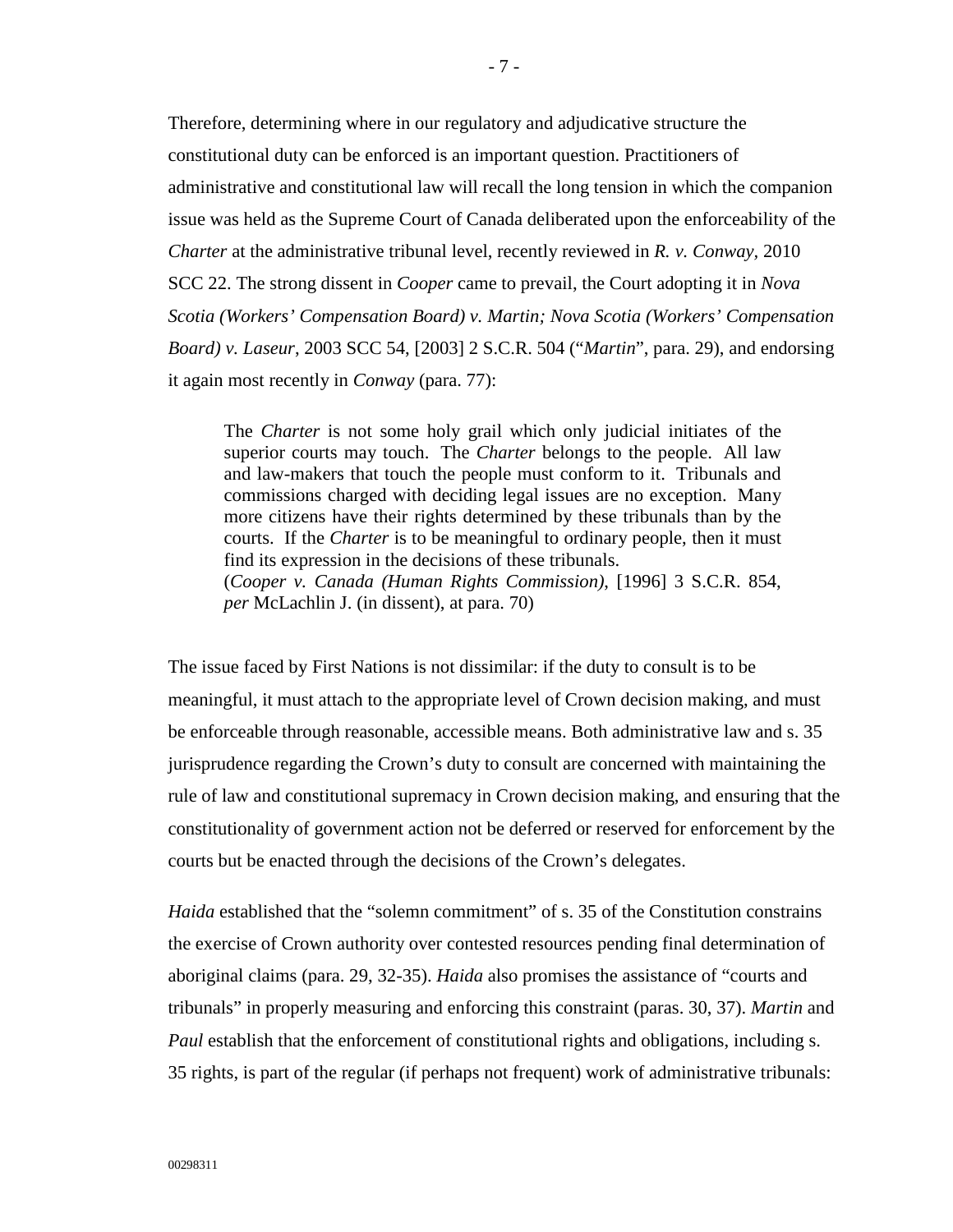Therefore, determining where in our regulatory and adjudicative structure the constitutional duty can be enforced is an important question. Practitioners of administrative and constitutional law will recall the long tension in which the companion issue was held as the Supreme Court of Canada deliberated upon the enforceability of the *Charter* at the administrative tribunal level, recently reviewed in *R. v. Conway,* 2010 SCC 22. The strong dissent in *Cooper* came to prevail, the Court adopting it in *Nova Scotia (Workers' Compensation Board) v. Martin; Nova Scotia (Workers' Compensation Board) v. Laseur*, 2003 SCC 54, [2003] 2 S.C.R. 504 ("*Martin*", para. 29), and endorsing it again most recently in *Conway* (para. 77):

> The *Charter* is not some holy grail which only judicial initiates of the superior courts may touch. The *Charter* belongs to the people. All law and law-makers that touch the people must conform to it. Tribunals and commissions charged with deciding legal issues are no exception. Many more citizens have their rights determined by these tribunals than by the courts. If the *Charter* is to be meaningful to ordinary people, then it must find its expression in the decisions of these tribunals.
> (*Cooper v. Canada (Human Rights Commission)*, [1996] 3 S.C.R. 854, *per* McLachlin J. (in dissent), at para. 70)

The issue faced by First Nations is not dissimilar: if the duty to consult is to be meaningful, it must attach to the appropriate level of Crown decision making, and must be enforceable through reasonable, accessible means. Both administrative law and s. 35 jurisprudence regarding the Crown's duty to consult are concerned with maintaining the rule of law and constitutional supremacy in Crown decision making, and ensuring that the constitutionality of government action not be deferred or reserved for enforcement by the courts but be enacted through the decisions of the Crown's delegates.

*Haida* established that the "solemn commitment" of s. 35 of the Constitution constrains the exercise of Crown authority over contested resources pending final determination of aboriginal claims (para. 29, 32-35). *Haida* also promises the assistance of "courts and tribunals" in properly measuring and enforcing this constraint (paras. 30, 37). *Martin* and *Paul* establish that the enforcement of constitutional rights and obligations, including s. 35 rights, is part of the regular (if perhaps not frequent) work of administrative tribunals: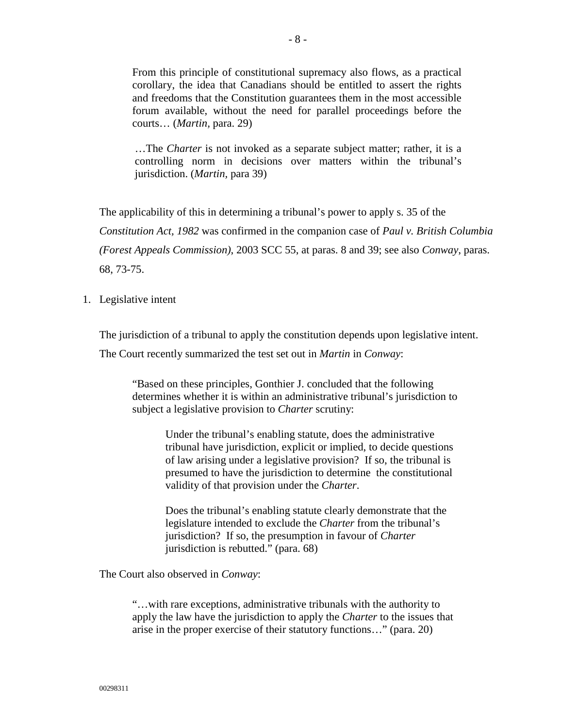> From this principle of constitutional supremacy also flows, as a practical corollary, the idea that Canadians should be entitled to assert the rights and freedoms that the Constitution guarantees them in the most accessible forum available, without the need for parallel proceedings before the courts… (*Martin*, para. 29)
>
> …The *Charter* is not invoked as a separate subject matter; rather, it is a controlling norm in decisions over matters within the tribunal's jurisdiction. (*Martin*, para 39)

The applicability of this in determining a tribunal's power to apply s. 35 of the *Constitution Act, 1982* was confirmed in the companion case of *Paul v. British Columbia (Forest Appeals Commission)*, 2003 SCC 55, at paras. 8 and 39; see also *Conway*, paras. 68, 73-75.

1. Legislative intent

The jurisdiction of a tribunal to apply the constitution depends upon legislative intent. The Court recently summarized the test set out in *Martin* in *Conway*:

> "Based on these principles, Gonthier J. concluded that the following determines whether it is within an administrative tribunal's jurisdiction to subject a legislative provision to *Charter* scrutiny:
>
>> Under the tribunal's enabling statute, does the administrative tribunal have jurisdiction, explicit or implied, to decide questions of law arising under a legislative provision? If so, the tribunal is presumed to have the jurisdiction to determine the constitutional validity of that provision under the *Charter*.
>>
>> Does the tribunal's enabling statute clearly demonstrate that the legislature intended to exclude the *Charter* from the tribunal's jurisdiction? If so, the presumption in favour of *Charter* jurisdiction is rebutted." (para. 68)

The Court also observed in *Conway*:

> "…with rare exceptions, administrative tribunals with the authority to apply the law have the jurisdiction to apply the *Charter* to the issues that arise in the proper exercise of their statutory functions…" (para. 20)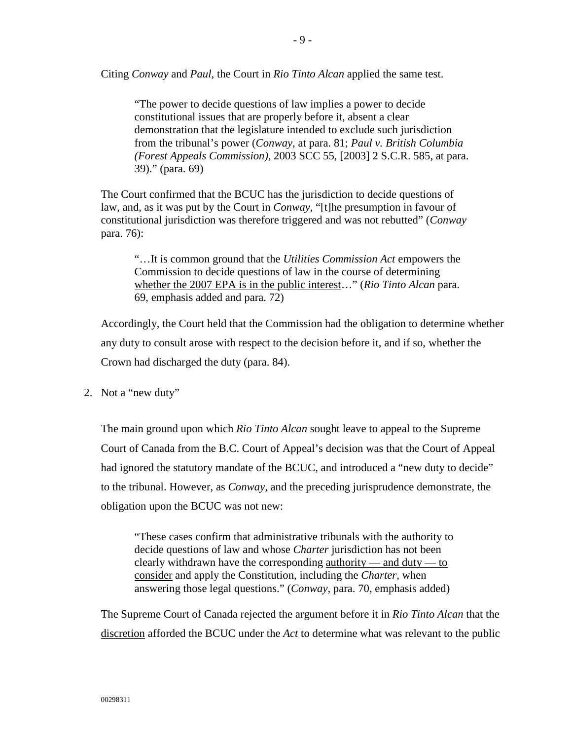Citing *Conway* and *Paul*, the Court in *Rio Tinto Alcan* applied the same test.

> "The power to decide questions of law implies a power to decide constitutional issues that are properly before it, absent a clear demonstration that the legislature intended to exclude such jurisdiction from the tribunal's power (*Conway*, at para. 81; *Paul v. British Columbia (Forest Appeals Commission)*, 2003 SCC 55, [2003] 2 S.C.R. 585, at para. 39)." (para. 69)

The Court confirmed that the BCUC has the jurisdiction to decide questions of law, and, as it was put by the Court in *Conway*, "[t]he presumption in favour of constitutional jurisdiction was therefore triggered and was not rebutted" (*Conway* para. 76):

> "…It is common ground that the *Utilities Commission Act* empowers the Commission <u>to decide questions of law in the course of determining whether the 2007 EPA is in the public interest</u>…" (*Rio Tinto Alcan* para. 69, emphasis added and para. 72)

Accordingly, the Court held that the Commission had the obligation to determine whether any duty to consult arose with respect to the decision before it, and if so, whether the Crown had discharged the duty (para. 84).

2. Not a "new duty"

The main ground upon which *Rio Tinto Alcan* sought leave to appeal to the Supreme Court of Canada from the B.C. Court of Appeal's decision was that the Court of Appeal had ignored the statutory mandate of the BCUC, and introduced a "new duty to decide" to the tribunal. However, as *Conway,* and the preceding jurisprudence demonstrate, the obligation upon the BCUC was not new:

> "These cases confirm that administrative tribunals with the authority to decide questions of law and whose *Charter* jurisdiction has not been clearly withdrawn have the corresponding <u>authority — and duty — to consider</u> and apply the Constitution, including the *Charter*, when answering those legal questions." (*Conway*, para. 70, emphasis added)

The Supreme Court of Canada rejected the argument before it in *Rio Tinto Alcan* that the <u>discretion</u> afforded the BCUC under the *Act* to determine what was relevant to the public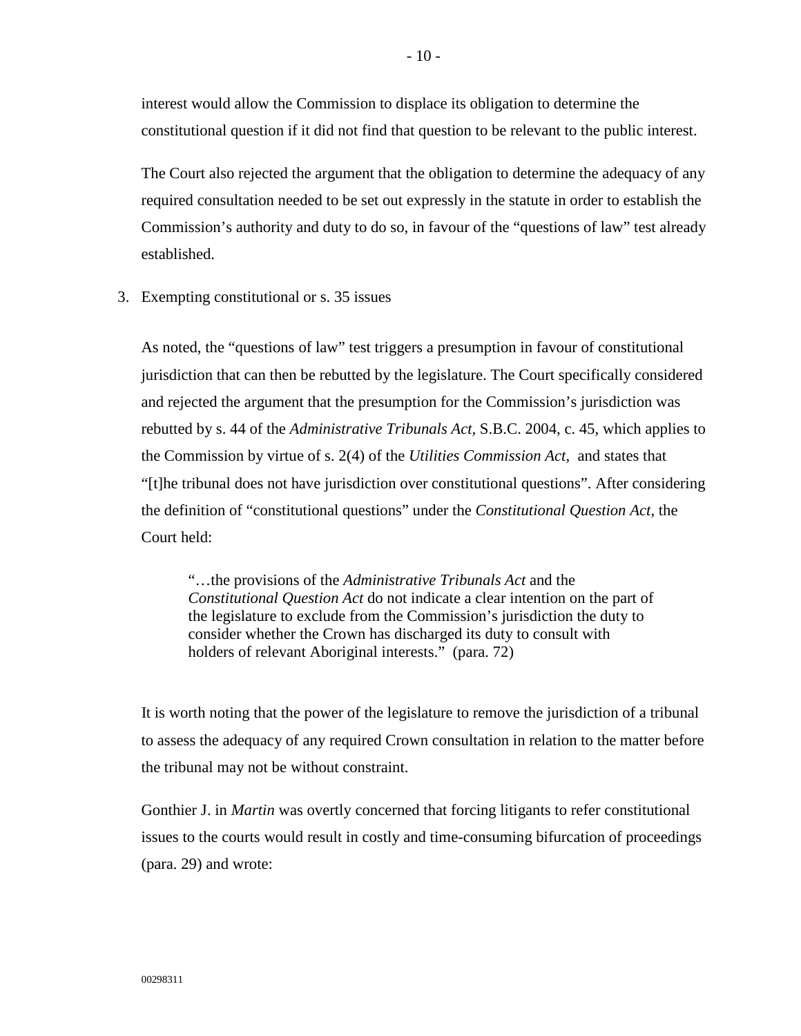interest would allow the Commission to displace its obligation to determine the constitutional question if it did not find that question to be relevant to the public interest.

The Court also rejected the argument that the obligation to determine the adequacy of any required consultation needed to be set out expressly in the statute in order to establish the Commission's authority and duty to do so, in favour of the "questions of law" test already established.

3. Exempting constitutional or s. 35 issues

As noted, the "questions of law" test triggers a presumption in favour of constitutional jurisdiction that can then be rebutted by the legislature. The Court specifically considered and rejected the argument that the presumption for the Commission's jurisdiction was rebutted by s. 44 of the *Administrative Tribunals Act*, S.B.C. 2004, c. 45, which applies to the Commission by virtue of s. 2(4) of the *Utilities Commission Act*, and states that "[t]he tribunal does not have jurisdiction over constitutional questions". After considering the definition of "constitutional questions" under the *Constitutional Question Act*, the Court held:

> "…the provisions of the *Administrative Tribunals Act* and the *Constitutional Question Act* do not indicate a clear intention on the part of the legislature to exclude from the Commission's jurisdiction the duty to consider whether the Crown has discharged its duty to consult with holders of relevant Aboriginal interests." (para. 72)

It is worth noting that the power of the legislature to remove the jurisdiction of a tribunal to assess the adequacy of any required Crown consultation in relation to the matter before the tribunal may not be without constraint.

Gonthier J. in *Martin* was overtly concerned that forcing litigants to refer constitutional issues to the courts would result in costly and time-consuming bifurcation of proceedings (para. 29) and wrote: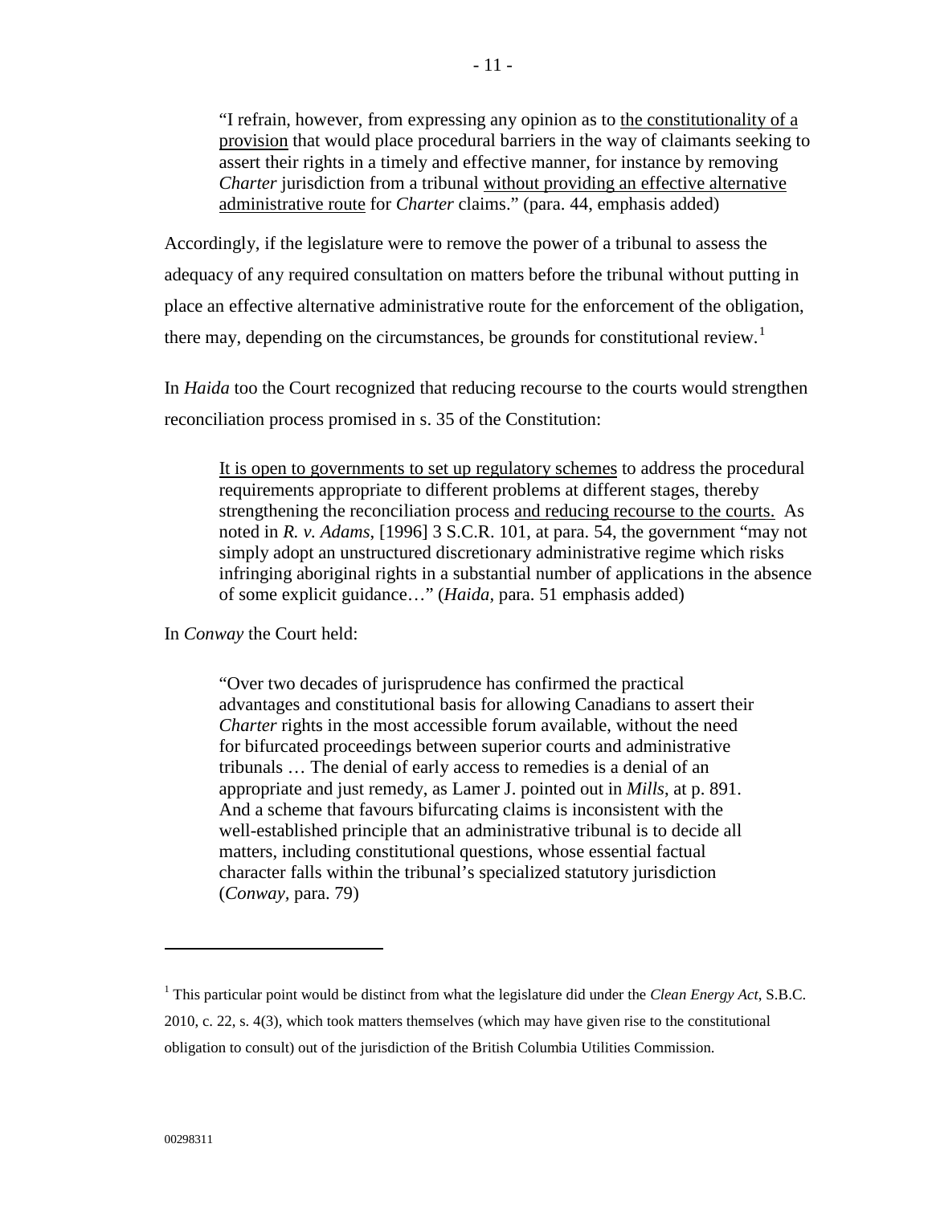> "I refrain, however, from expressing any opinion as to <u>the constitutionality of a provision</u> that would place procedural barriers in the way of claimants seeking to assert their rights in a timely and effective manner, for instance by removing *Charter* jurisdiction from a tribunal <u>without providing an effective alternative administrative route</u> for *Charter* claims." (para. 44, emphasis added)

Accordingly, if the legislature were to remove the power of a tribunal to assess the adequacy of any required consultation on matters before the tribunal without putting in place an effective alternative administrative route for the enforcement of the obligation, there may, depending on the circumstances, be grounds for constitutional review.[1]

In *Haida* too the Court recognized that reducing recourse to the courts would strengthen reconciliation process promised in s. 35 of the Constitution:

> <u>It is open to governments to set up regulatory schemes</u> to address the procedural requirements appropriate to different problems at different stages, thereby strengthening the reconciliation process <u>and reducing recourse to the courts.</u> As noted in *R. v. Adams*, [1996] 3 S.C.R. 101, at para. 54, the government "may not simply adopt an unstructured discretionary administrative regime which risks infringing aboriginal rights in a substantial number of applications in the absence of some explicit guidance…" (*Haida,* para. 51 emphasis added)

In *Conway* the Court held:

> "Over two decades of jurisprudence has confirmed the practical advantages and constitutional basis for allowing Canadians to assert their *Charter* rights in the most accessible forum available, without the need for bifurcated proceedings between superior courts and administrative tribunals … The denial of early access to remedies is a denial of an appropriate and just remedy, as Lamer J. pointed out in *Mills*, at p. 891. And a scheme that favours bifurcating claims is inconsistent with the well-established principle that an administrative tribunal is to decide all matters, including constitutional questions, whose essential factual character falls within the tribunal's specialized statutory jurisdiction (*Conway*, para. 79)

---

[1] This particular point would be distinct from what the legislature did under the *Clean Energy Act*, S.B.C. 2010, c. 22, s. 4(3), which took matters themselves (which may have given rise to the constitutional obligation to consult) out of the jurisdiction of the British Columbia Utilities Commission.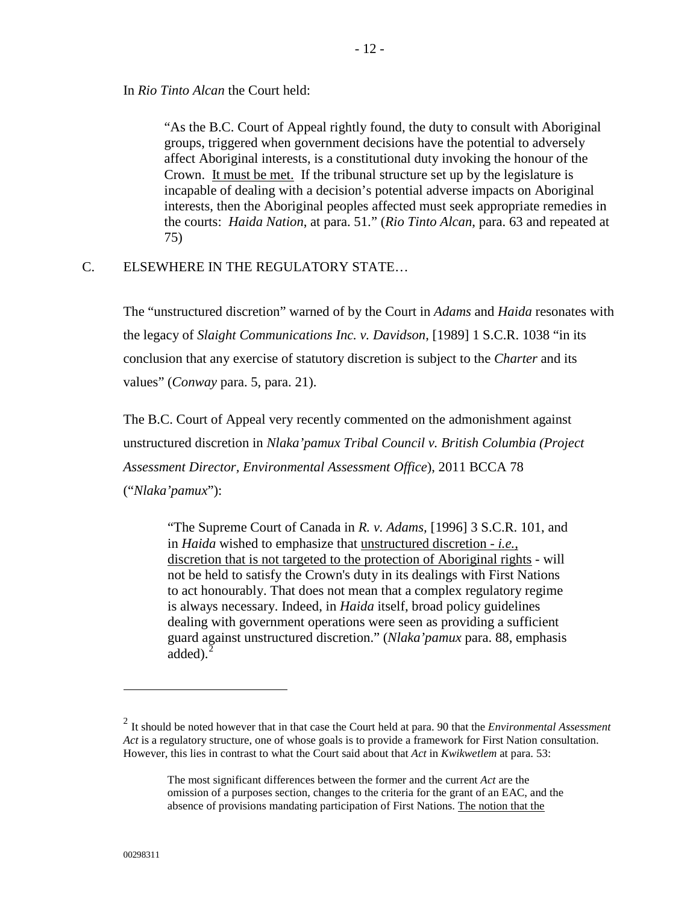In *Rio Tinto Alcan* the Court held:

> "As the B.C. Court of Appeal rightly found, the duty to consult with Aboriginal groups, triggered when government decisions have the potential to adversely affect Aboriginal interests, is a constitutional duty invoking the honour of the Crown. <u>It must be met.</u> If the tribunal structure set up by the legislature is incapable of dealing with a decision's potential adverse impacts on Aboriginal interests, then the Aboriginal peoples affected must seek appropriate remedies in the courts: *Haida Nation*, at para. 51." (*Rio Tinto Alcan*, para. 63 and repeated at 75)

## C. ELSEWHERE IN THE REGULATORY STATE…

The "unstructured discretion" warned of by the Court in *Adams* and *Haida* resonates with the legacy of *Slaight Communications Inc. v. Davidson*, [1989] 1 S.C.R. 1038 "in its conclusion that any exercise of statutory discretion is subject to the *Charter* and its values" (*Conway* para. 5, para. 21).

The B.C. Court of Appeal very recently commented on the admonishment against unstructured discretion in *Nlaka'pamux Tribal Council v. British Columbia (Project Assessment Director, Environmental Assessment Office*), 2011 BCCA 78 ("*Nlaka'pamux*"):

> "The Supreme Court of Canada in *R. v. Adams*, [1996] 3 S.C.R. 101, and in *Haida* wished to emphasize that <u>unstructured discretion - *i.e.*, discretion that is not targeted to the protection of Aboriginal rights</u> - will not be held to satisfy the Crown's duty in its dealings with First Nations to act honourably. That does not mean that a complex regulatory regime is always necessary. Indeed, in *Haida* itself, broad policy guidelines dealing with government operations were seen as providing a sufficient guard against unstructured discretion." (*Nlaka'pamux* para. 88, emphasis added).[2]

---

[2] It should be noted however that in that case the Court held at para. 90 that the *Environmental Assessment Act* is a regulatory structure, one of whose goals is to provide a framework for First Nation consultation. However, this lies in contrast to what the Court said about that *Act* in *Kwikwetlem* at para. 53:

> The most significant differences between the former and the current *Act* are the omission of a purposes section, changes to the criteria for the grant of an EAC, and the absence of provisions mandating participation of First Nations. <u>The notion that the</u>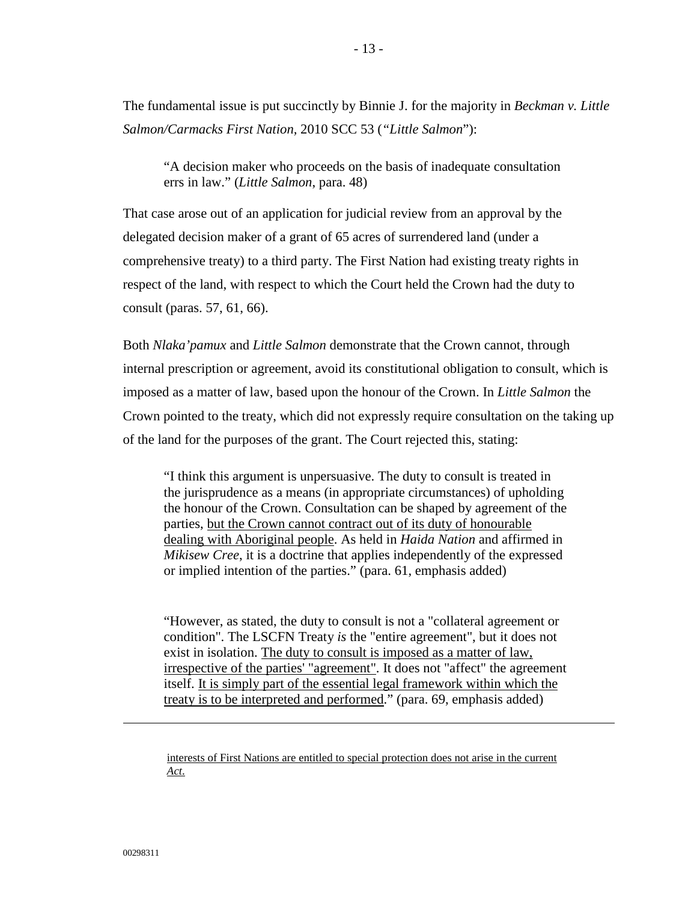The fundamental issue is put succinctly by Binnie J. for the majority in *Beckman v. Little Salmon/Carmacks First Nation*, 2010 SCC 53 (*"Little Salmon*"):

> "A decision maker who proceeds on the basis of inadequate consultation errs in law." (*Little Salmon*, para. 48)

That case arose out of an application for judicial review from an approval by the delegated decision maker of a grant of 65 acres of surrendered land (under a comprehensive treaty) to a third party. The First Nation had existing treaty rights in respect of the land, with respect to which the Court held the Crown had the duty to consult (paras. 57, 61, 66).

Both *Nlaka'pamux* and *Little Salmon* demonstrate that the Crown cannot, through internal prescription or agreement, avoid its constitutional obligation to consult, which is imposed as a matter of law, based upon the honour of the Crown. In *Little Salmon* the Crown pointed to the treaty, which did not expressly require consultation on the taking up of the land for the purposes of the grant. The Court rejected this, stating:

> "I think this argument is unpersuasive. The duty to consult is treated in the jurisprudence as a means (in appropriate circumstances) of upholding the honour of the Crown. Consultation can be shaped by agreement of the parties, <u>but the Crown cannot contract out of its duty of honourable dealing with Aboriginal people</u>. As held in *Haida Nation* and affirmed in *Mikisew Cree*, it is a doctrine that applies independently of the expressed or implied intention of the parties." (para. 61, emphasis added)

> "However, as stated, the duty to consult is not a "collateral agreement or condition". The LSCFN Treaty *is* the "entire agreement", but it does not exist in isolation. <u>The duty to consult is imposed as a matter of law, irrespective of the parties' "agreement"</u>. It does not "affect" the agreement itself. <u>It is simply part of the essential legal framework within which the treaty is to be interpreted and performed</u>." (para. 69, emphasis added)

---

<u>interests of First Nations are entitled to special protection does not arise in the current *Act*.</u>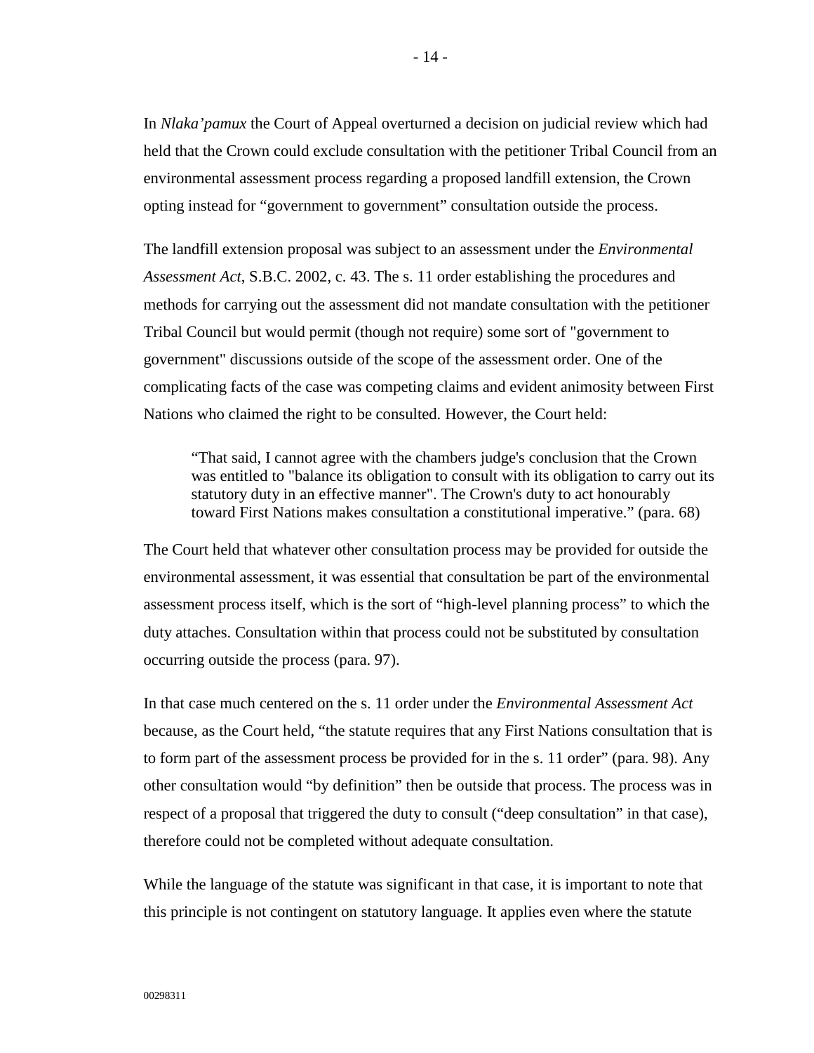In *Nlaka'pamux* the Court of Appeal overturned a decision on judicial review which had held that the Crown could exclude consultation with the petitioner Tribal Council from an environmental assessment process regarding a proposed landfill extension, the Crown opting instead for "government to government" consultation outside the process.

The landfill extension proposal was subject to an assessment under the *Environmental Assessment Act*, S.B.C. 2002, c. 43. The s. 11 order establishing the procedures and methods for carrying out the assessment did not mandate consultation with the petitioner Tribal Council but would permit (though not require) some sort of "government to government" discussions outside of the scope of the assessment order. One of the complicating facts of the case was competing claims and evident animosity between First Nations who claimed the right to be consulted. However, the Court held:

> "That said, I cannot agree with the chambers judge's conclusion that the Crown was entitled to "balance its obligation to consult with its obligation to carry out its statutory duty in an effective manner". The Crown's duty to act honourably toward First Nations makes consultation a constitutional imperative." (para. 68)

The Court held that whatever other consultation process may be provided for outside the environmental assessment, it was essential that consultation be part of the environmental assessment process itself, which is the sort of "high-level planning process" to which the duty attaches. Consultation within that process could not be substituted by consultation occurring outside the process (para. 97).

In that case much centered on the s. 11 order under the *Environmental Assessment Act* because, as the Court held, "the statute requires that any First Nations consultation that is to form part of the assessment process be provided for in the s. 11 order" (para. 98). Any other consultation would "by definition" then be outside that process. The process was in respect of a proposal that triggered the duty to consult ("deep consultation" in that case), therefore could not be completed without adequate consultation.

While the language of the statute was significant in that case, it is important to note that this principle is not contingent on statutory language. It applies even where the statute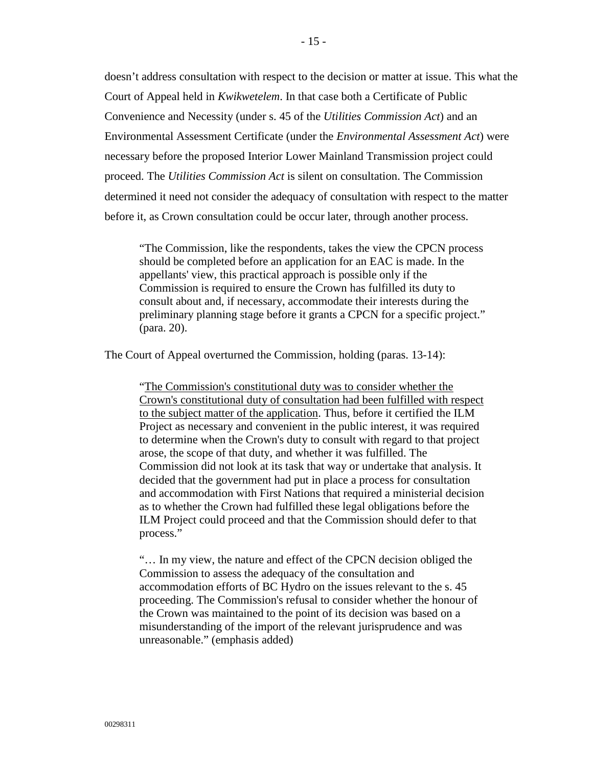doesn't address consultation with respect to the decision or matter at issue. This what the Court of Appeal held in *Kwikwetelem*. In that case both a Certificate of Public Convenience and Necessity (under s. 45 of the *Utilities Commission Act*) and an Environmental Assessment Certificate (under the *Environmental Assessment Act*) were necessary before the proposed Interior Lower Mainland Transmission project could proceed. The *Utilities Commission Act* is silent on consultation. The Commission determined it need not consider the adequacy of consultation with respect to the matter before it, as Crown consultation could be occur later, through another process.

> "The Commission, like the respondents, takes the view the CPCN process should be completed before an application for an EAC is made. In the appellants' view, this practical approach is possible only if the Commission is required to ensure the Crown has fulfilled its duty to consult about and, if necessary, accommodate their interests during the preliminary planning stage before it grants a CPCN for a specific project." (para. 20).

The Court of Appeal overturned the Commission, holding (paras. 13-14):

> "<u>The Commission's constitutional duty was to consider whether the Crown's constitutional duty of consultation had been fulfilled with respect to the subject matter of the application</u>. Thus, before it certified the ILM Project as necessary and convenient in the public interest, it was required to determine when the Crown's duty to consult with regard to that project arose, the scope of that duty, and whether it was fulfilled. The Commission did not look at its task that way or undertake that analysis. It decided that the government had put in place a process for consultation and accommodation with First Nations that required a ministerial decision as to whether the Crown had fulfilled these legal obligations before the ILM Project could proceed and that the Commission should defer to that process."
>
> "… In my view, the nature and effect of the CPCN decision obliged the Commission to assess the adequacy of the consultation and accommodation efforts of BC Hydro on the issues relevant to the s. 45 proceeding. The Commission's refusal to consider whether the honour of the Crown was maintained to the point of its decision was based on a misunderstanding of the import of the relevant jurisprudence and was unreasonable." (emphasis added)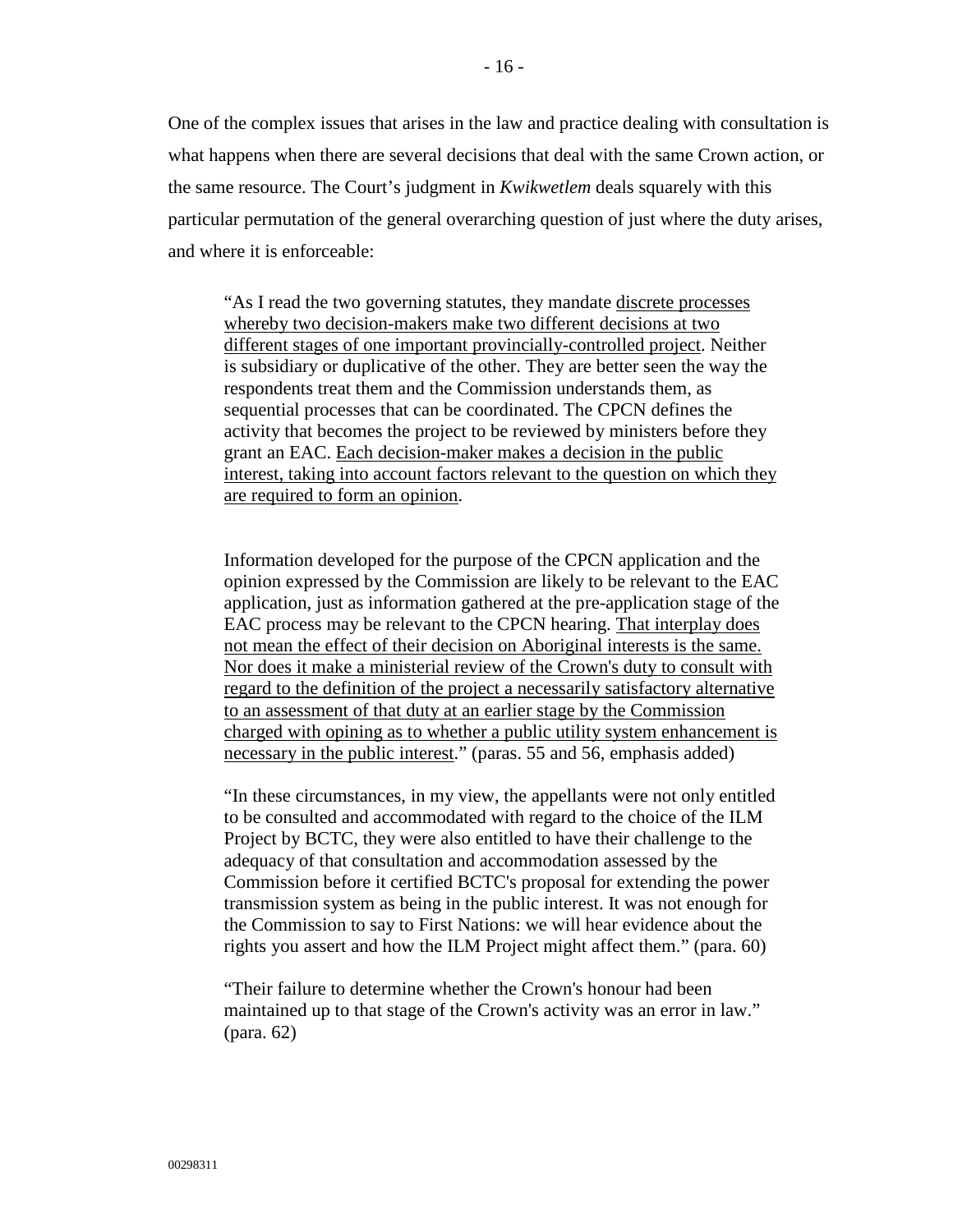One of the complex issues that arises in the law and practice dealing with consultation is what happens when there are several decisions that deal with the same Crown action, or the same resource. The Court's judgment in *Kwikwetlem* deals squarely with this particular permutation of the general overarching question of just where the duty arises, and where it is enforceable:

> "As I read the two governing statutes, they mandate <u>discrete processes whereby two decision-makers make two different decisions at two different stages of one important provincially-controlled project</u>. Neither is subsidiary or duplicative of the other. They are better seen the way the respondents treat them and the Commission understands them, as sequential processes that can be coordinated. The CPCN defines the activity that becomes the project to be reviewed by ministers before they grant an EAC. <u>Each decision-maker makes a decision in the public interest, taking into account factors relevant to the question on which they are required to form an opinion</u>.
>
> Information developed for the purpose of the CPCN application and the opinion expressed by the Commission are likely to be relevant to the EAC application, just as information gathered at the pre-application stage of the EAC process may be relevant to the CPCN hearing. <u>That interplay does not mean the effect of their decision on Aboriginal interests is the same. Nor does it make a ministerial review of the Crown's duty to consult with regard to the definition of the project a necessarily satisfactory alternative to an assessment of that duty at an earlier stage by the Commission charged with opining as to whether a public utility system enhancement is necessary in the public interest</u>." (paras. 55 and 56, emphasis added)

> "In these circumstances, in my view, the appellants were not only entitled to be consulted and accommodated with regard to the choice of the ILM Project by BCTC, they were also entitled to have their challenge to the adequacy of that consultation and accommodation assessed by the Commission before it certified BCTC's proposal for extending the power transmission system as being in the public interest. It was not enough for the Commission to say to First Nations: we will hear evidence about the rights you assert and how the ILM Project might affect them." (para. 60)

> "Their failure to determine whether the Crown's honour had been maintained up to that stage of the Crown's activity was an error in law." (para. 62)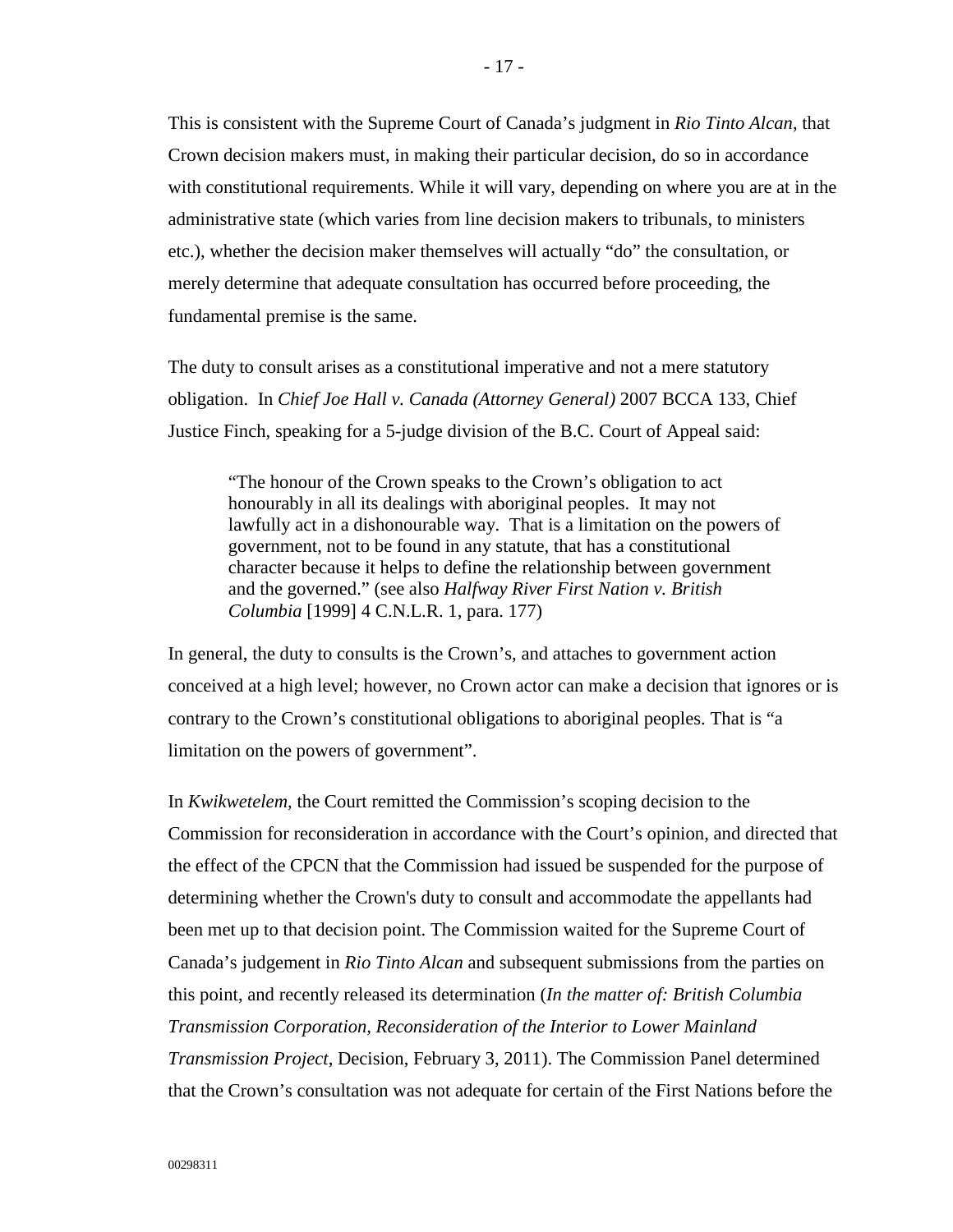This is consistent with the Supreme Court of Canada's judgment in *Rio Tinto Alcan*, that Crown decision makers must, in making their particular decision, do so in accordance with constitutional requirements. While it will vary, depending on where you are at in the administrative state (which varies from line decision makers to tribunals, to ministers etc.), whether the decision maker themselves will actually "do" the consultation, or merely determine that adequate consultation has occurred before proceeding, the fundamental premise is the same.

The duty to consult arises as a constitutional imperative and not a mere statutory obligation. In *Chief Joe Hall v. Canada (Attorney General)* 2007 BCCA 133, Chief Justice Finch, speaking for a 5-judge division of the B.C. Court of Appeal said:

> "The honour of the Crown speaks to the Crown's obligation to act honourably in all its dealings with aboriginal peoples. It may not lawfully act in a dishonourable way. That is a limitation on the powers of government, not to be found in any statute, that has a constitutional character because it helps to define the relationship between government and the governed." (see also *Halfway River First Nation v. British Columbia* [1999] 4 C.N.L.R. 1, para. 177)

In general, the duty to consults is the Crown's, and attaches to government action conceived at a high level; however, no Crown actor can make a decision that ignores or is contrary to the Crown's constitutional obligations to aboriginal peoples. That is "a limitation on the powers of government".

In *Kwikwetelem,* the Court remitted the Commission's scoping decision to the Commission for reconsideration in accordance with the Court's opinion, and directed that the effect of the CPCN that the Commission had issued be suspended for the purpose of determining whether the Crown's duty to consult and accommodate the appellants had been met up to that decision point. The Commission waited for the Supreme Court of Canada's judgement in *Rio Tinto Alcan* and subsequent submissions from the parties on this point, and recently released its determination (*In the matter of: British Columbia Transmission Corporation, Reconsideration of the Interior to Lower Mainland Transmission Project*, Decision, February 3, 2011). The Commission Panel determined that the Crown's consultation was not adequate for certain of the First Nations before the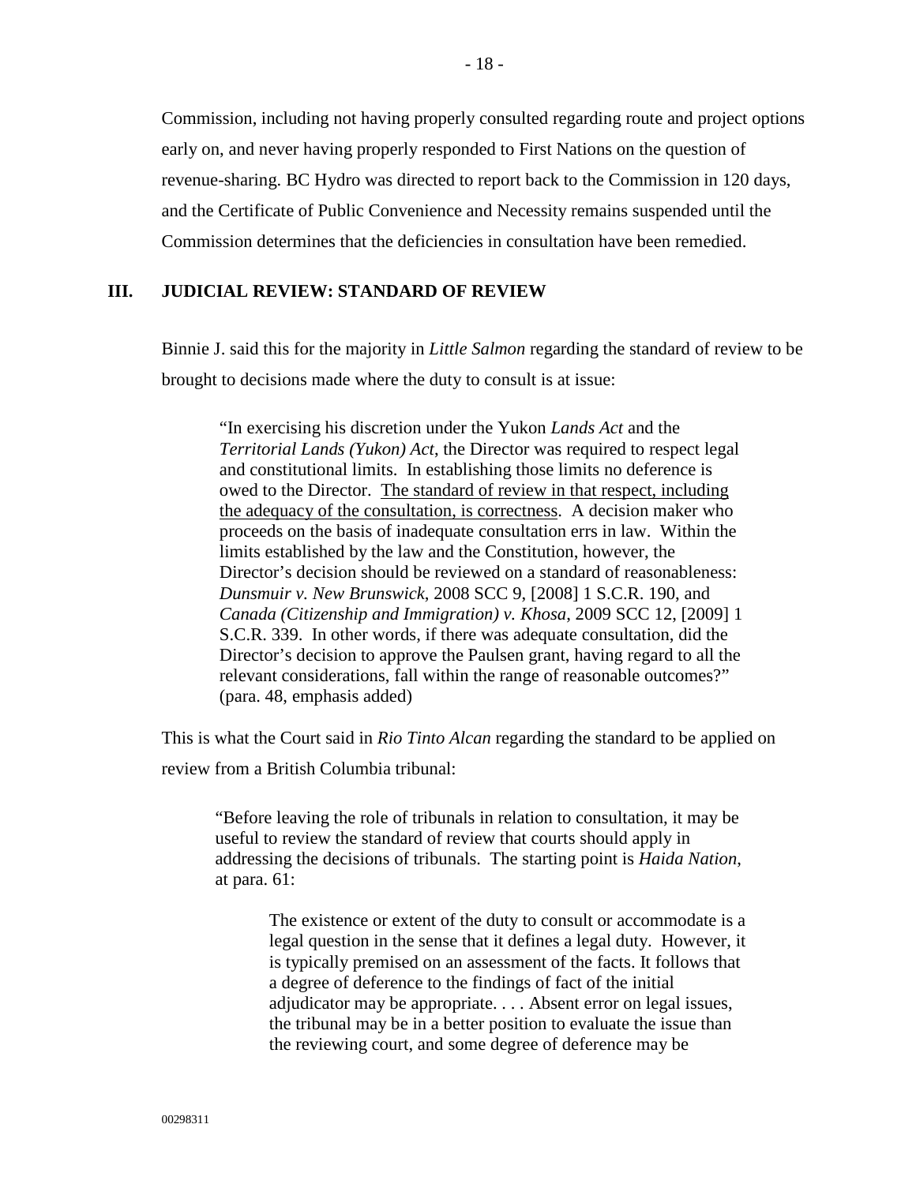Commission, including not having properly consulted regarding route and project options early on, and never having properly responded to First Nations on the question of revenue-sharing. BC Hydro was directed to report back to the Commission in 120 days, and the Certificate of Public Convenience and Necessity remains suspended until the Commission determines that the deficiencies in consultation have been remedied.

## III. JUDICIAL REVIEW: STANDARD OF REVIEW

Binnie J. said this for the majority in *Little Salmon* regarding the standard of review to be brought to decisions made where the duty to consult is at issue:

> "In exercising his discretion under the Yukon *Lands Act* and the *Territorial Lands (Yukon) Act*, the Director was required to respect legal and constitutional limits. In establishing those limits no deference is owed to the Director. <u>The standard of review in that respect, including the adequacy of the consultation, is correctness</u>. A decision maker who proceeds on the basis of inadequate consultation errs in law. Within the limits established by the law and the Constitution, however, the Director's decision should be reviewed on a standard of reasonableness: *Dunsmuir v. New Brunswick*, 2008 SCC 9, [2008] 1 S.C.R. 190, and *Canada (Citizenship and Immigration) v. Khosa*, 2009 SCC 12, [2009] 1 S.C.R. 339. In other words, if there was adequate consultation, did the Director's decision to approve the Paulsen grant, having regard to all the relevant considerations, fall within the range of reasonable outcomes?" (para. 48, emphasis added)

This is what the Court said in *Rio Tinto Alcan* regarding the standard to be applied on review from a British Columbia tribunal:

> "Before leaving the role of tribunals in relation to consultation, it may be useful to review the standard of review that courts should apply in addressing the decisions of tribunals. The starting point is *Haida Nation*, at para. 61:
>
> > The existence or extent of the duty to consult or accommodate is a legal question in the sense that it defines a legal duty. However, it is typically premised on an assessment of the facts. It follows that a degree of deference to the findings of fact of the initial adjudicator may be appropriate. . . . Absent error on legal issues, the tribunal may be in a better position to evaluate the issue than the reviewing court, and some degree of deference may be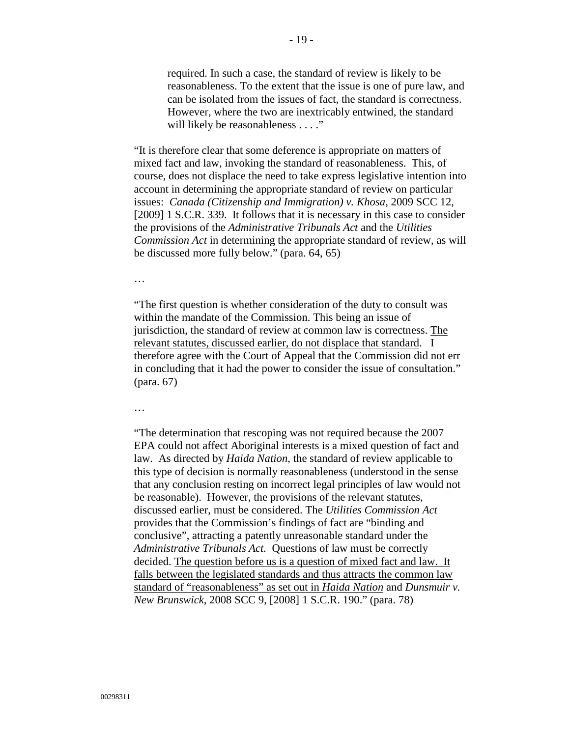> required. In such a case, the standard of review is likely to be reasonableness. To the extent that the issue is one of pure law, and can be isolated from the issues of fact, the standard is correctness. However, where the two are inextricably entwined, the standard will likely be reasonableness . . . ."

"It is therefore clear that some deference is appropriate on matters of mixed fact and law, invoking the standard of reasonableness. This, of course, does not displace the need to take express legislative intention into account in determining the appropriate standard of review on particular issues: *Canada (Citizenship and Immigration) v. Khosa*, 2009 SCC 12, [2009] 1 S.C.R. 339. It follows that it is necessary in this case to consider the provisions of the *Administrative Tribunals Act* and the *Utilities Commission Act* in determining the appropriate standard of review, as will be discussed more fully below." (para. 64, 65)

…

"The first question is whether consideration of the duty to consult was within the mandate of the Commission. This being an issue of jurisdiction, the standard of review at common law is correctness. <u>The relevant statutes, discussed earlier, do not displace that standard</u>. I therefore agree with the Court of Appeal that the Commission did not err in concluding that it had the power to consider the issue of consultation." (para. 67)

…

"The determination that rescoping was not required because the 2007 EPA could not affect Aboriginal interests is a mixed question of fact and law. As directed by *Haida Nation*, the standard of review applicable to this type of decision is normally reasonableness (understood in the sense that any conclusion resting on incorrect legal principles of law would not be reasonable). However, the provisions of the relevant statutes, discussed earlier, must be considered. The *Utilities Commission Act* provides that the Commission's findings of fact are "binding and conclusive", attracting a patently unreasonable standard under the *Administrative Tribunals Act.* Questions of law must be correctly decided. <u>The question before us is a question of mixed fact and law. It falls between the legislated standards and thus attracts the common law standard of "reasonableness" as set out in *Haida Nation*</u> and *Dunsmuir v. New Brunswick*, 2008 SCC 9, [2008] 1 S.C.R. 190." (para. 78)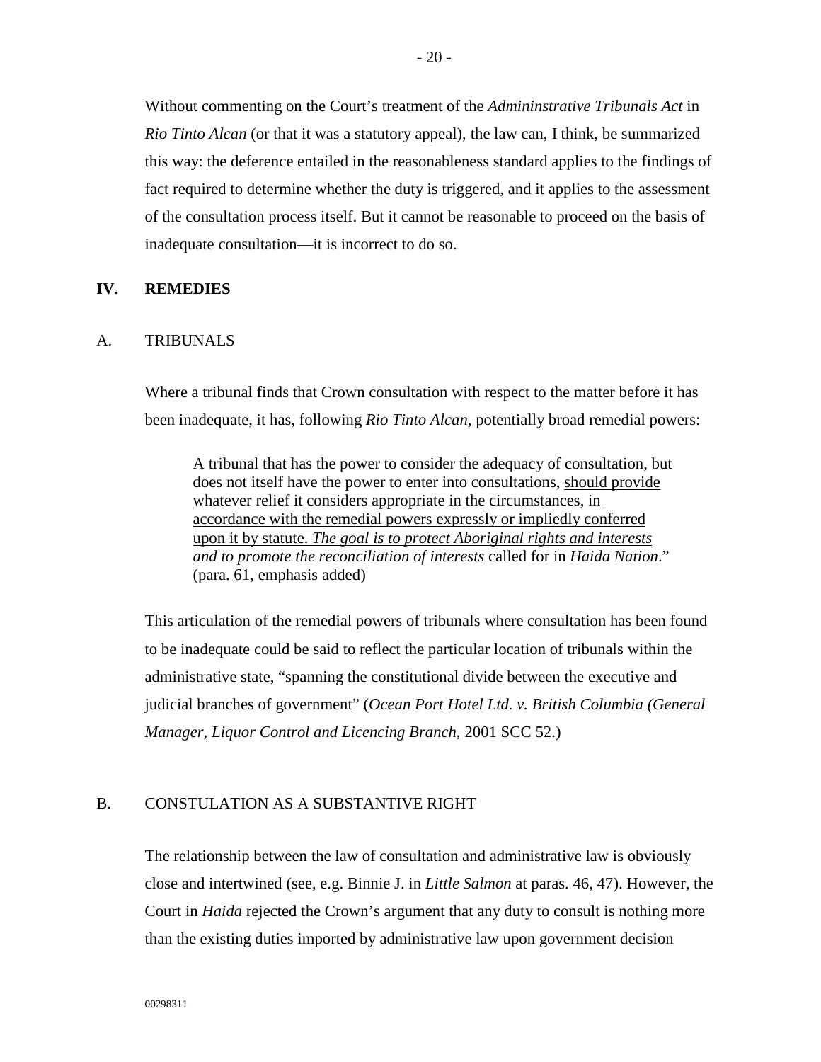Without commenting on the Court's treatment of the *Admininstrative Tribunals Act* in *Rio Tinto Alcan* (or that it was a statutory appeal), the law can, I think, be summarized this way: the deference entailed in the reasonableness standard applies to the findings of fact required to determine whether the duty is triggered, and it applies to the assessment of the consultation process itself. But it cannot be reasonable to proceed on the basis of inadequate consultation—it is incorrect to do so.

## IV. REMEDIES

### A. TRIBUNALS

Where a tribunal finds that Crown consultation with respect to the matter before it has been inadequate, it has, following *Rio Tinto Alcan*, potentially broad remedial powers:

> A tribunal that has the power to consider the adequacy of consultation, but does not itself have the power to enter into consultations, <u>should provide whatever relief it considers appropriate in the circumstances, in accordance with the remedial powers expressly or impliedly conferred upon it by statute. *The goal is to protect Aboriginal rights and interests and to promote the reconciliation of interests*</u> called for in *Haida Nation*." (para. 61, emphasis added)

This articulation of the remedial powers of tribunals where consultation has been found to be inadequate could be said to reflect the particular location of tribunals within the administrative state, "spanning the constitutional divide between the executive and judicial branches of government" (*Ocean Port Hotel Ltd. v. British Columbia (General Manager, Liquor Control and Licencing Branch*, 2001 SCC 52.)

### B. CONSTULATION AS A SUBSTANTIVE RIGHT

The relationship between the law of consultation and administrative law is obviously close and intertwined (see, e.g. Binnie J. in *Little Salmon* at paras. 46, 47). However, the Court in *Haida* rejected the Crown's argument that any duty to consult is nothing more than the existing duties imported by administrative law upon government decision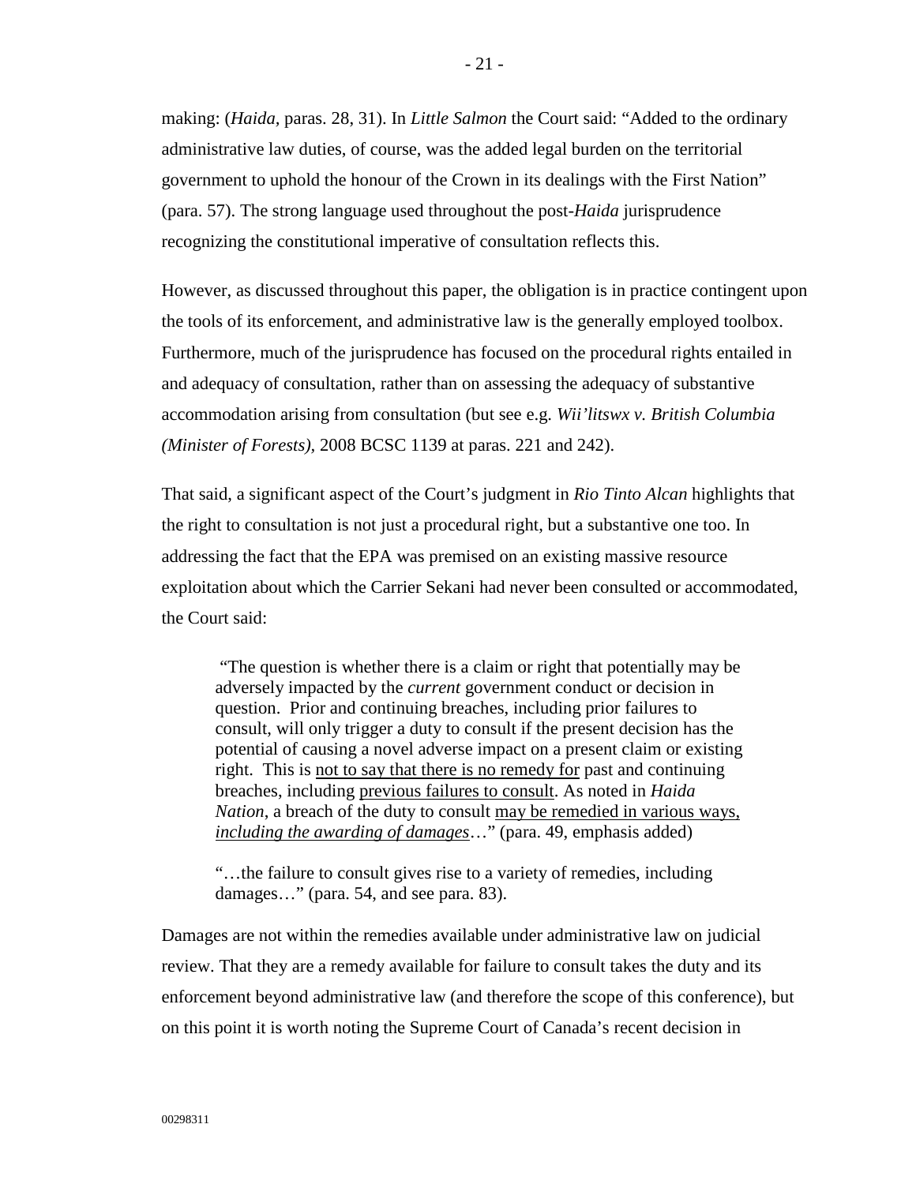making: (*Haida*, paras. 28, 31). In *Little Salmon* the Court said: "Added to the ordinary administrative law duties, of course, was the added legal burden on the territorial government to uphold the honour of the Crown in its dealings with the First Nation" (para. 57). The strong language used throughout the post-*Haida* jurisprudence recognizing the constitutional imperative of consultation reflects this.

However, as discussed throughout this paper, the obligation is in practice contingent upon the tools of its enforcement, and administrative law is the generally employed toolbox. Furthermore, much of the jurisprudence has focused on the procedural rights entailed in and adequacy of consultation, rather than on assessing the adequacy of substantive accommodation arising from consultation (but see e.g. *Wii'litswx v. British Columbia (Minister of Forests)*, 2008 BCSC 1139 at paras. 221 and 242).

That said, a significant aspect of the Court's judgment in *Rio Tinto Alcan* highlights that the right to consultation is not just a procedural right, but a substantive one too. In addressing the fact that the EPA was premised on an existing massive resource exploitation about which the Carrier Sekani had never been consulted or accommodated, the Court said:

> "The question is whether there is a claim or right that potentially may be adversely impacted by the *current* government conduct or decision in question. Prior and continuing breaches, including prior failures to consult, will only trigger a duty to consult if the present decision has the potential of causing a novel adverse impact on a present claim or existing right. This is <u>not to say that there is no remedy for</u> past and continuing breaches, including <u>previous failures to consult</u>. As noted in *Haida Nation*, a breach of the duty to consult <u>may be remedied in various ways, *including the awarding of damages*</u>…" (para. 49, emphasis added)
>
> "…the failure to consult gives rise to a variety of remedies, including damages…" (para. 54, and see para. 83).

Damages are not within the remedies available under administrative law on judicial review. That they are a remedy available for failure to consult takes the duty and its enforcement beyond administrative law (and therefore the scope of this conference), but on this point it is worth noting the Supreme Court of Canada's recent decision in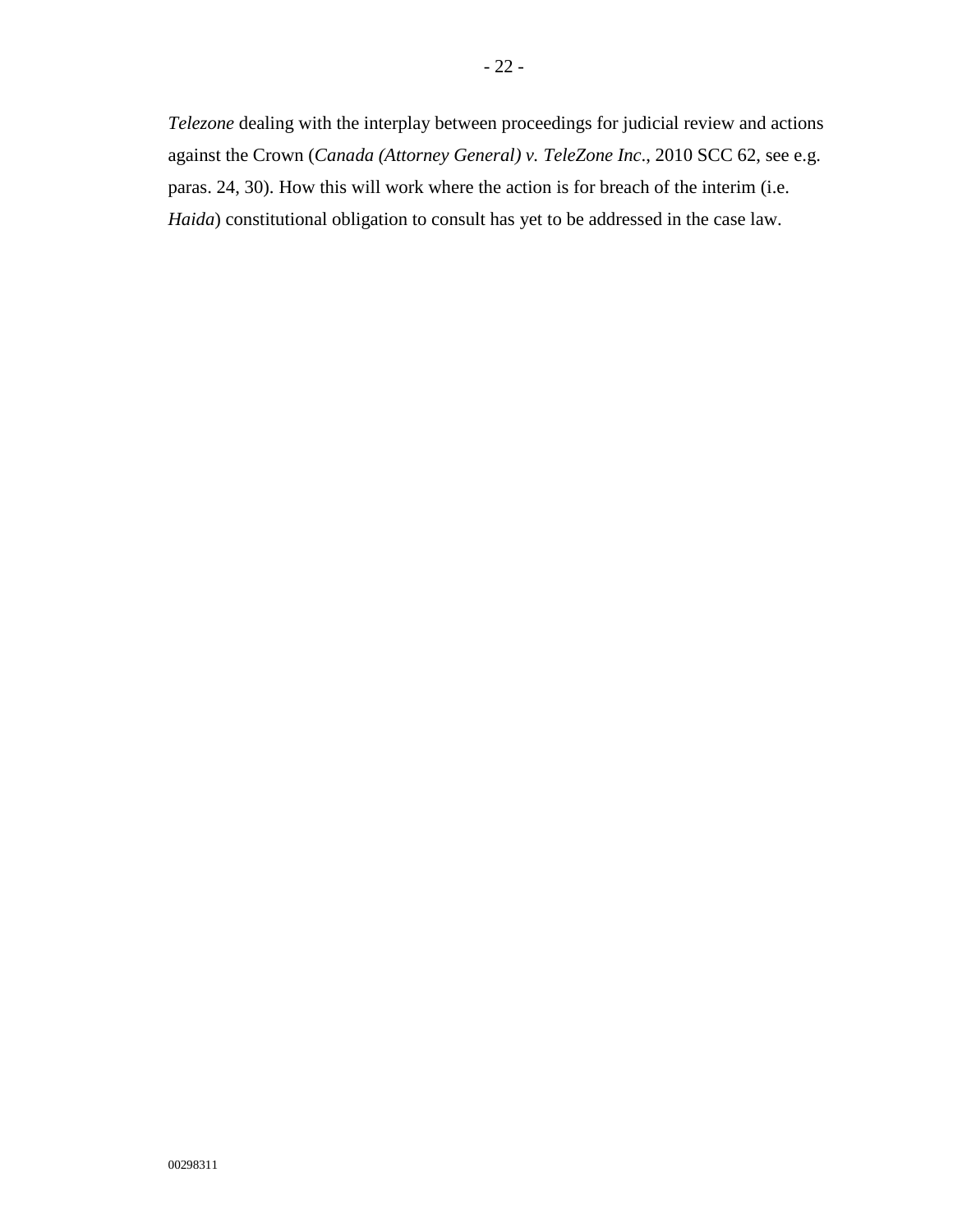*Telezone* dealing with the interplay between proceedings for judicial review and actions against the Crown (*Canada (Attorney General) v. TeleZone Inc*., 2010 SCC 62, see e.g. paras. 24, 30). How this will work where the action is for breach of the interim (i.e. *Haida*) constitutional obligation to consult has yet to be addressed in the case law.